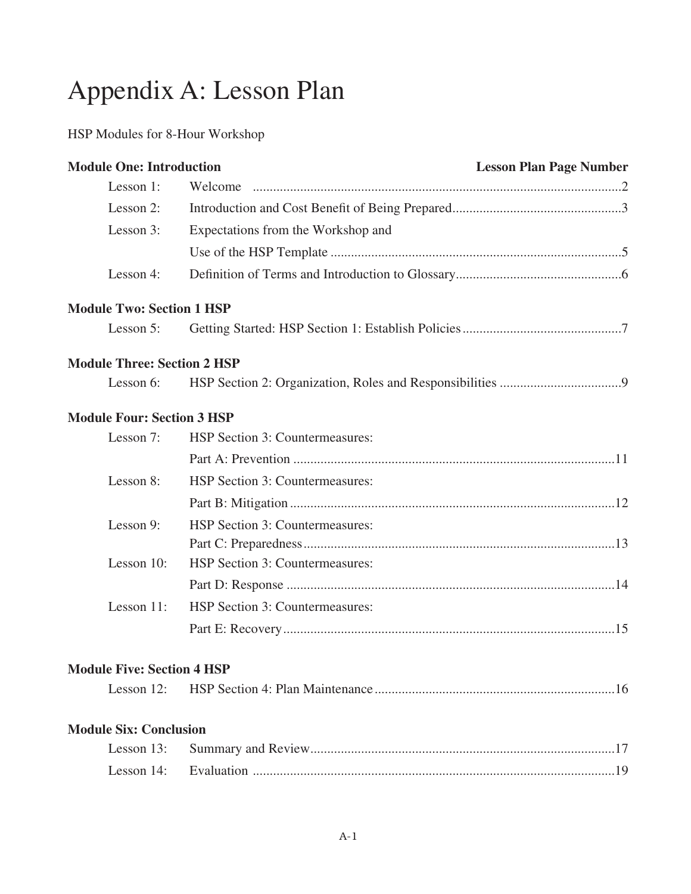# Appendix A: Lesson Plan

HSP Modules for 8-Hour Workshop

| **Module One: Introduction** | | **Lesson Plan Page Number** |
|---|---|---|
| Lesson 1: | Welcome | 2 |
| Lesson 2: | Introduction and Cost Benefit of Being Prepared | 3 |
| Lesson 3: | Expectations from the Workshop and Use of the HSP Template | 5 |
| Lesson 4: | Definition of Terms and Introduction to Glossary | 6 |
| **Module Two: Section 1 HSP** | | |
| Lesson 5: | Getting Started: HSP Section 1: Establish Policies | 7 |
| **Module Three: Section 2 HSP** | | |
| Lesson 6: | HSP Section 2: Organization, Roles and Responsibilities | 9 |
| **Module Four: Section 3 HSP** | | |
| Lesson 7: | HSP Section 3: Countermeasures: Part A: Prevention | 11 |
| Lesson 8: | HSP Section 3: Countermeasures: Part B: Mitigation | 12 |
| Lesson 9: | HSP Section 3: Countermeasures: Part C: Preparedness | 13 |
| Lesson 10: | HSP Section 3: Countermeasures: Part D: Response | 14 |
| Lesson 11: | HSP Section 3: Countermeasures: Part E: Recovery | 15 |
| **Module Five: Section 4 HSP** | | |
| Lesson 12: | HSP Section 4: Plan Maintenance | 16 |
| **Module Six: Conclusion** | | |
| Lesson 13: | Summary and Review | 17 |
| Lesson 14: | Evaluation | 19 |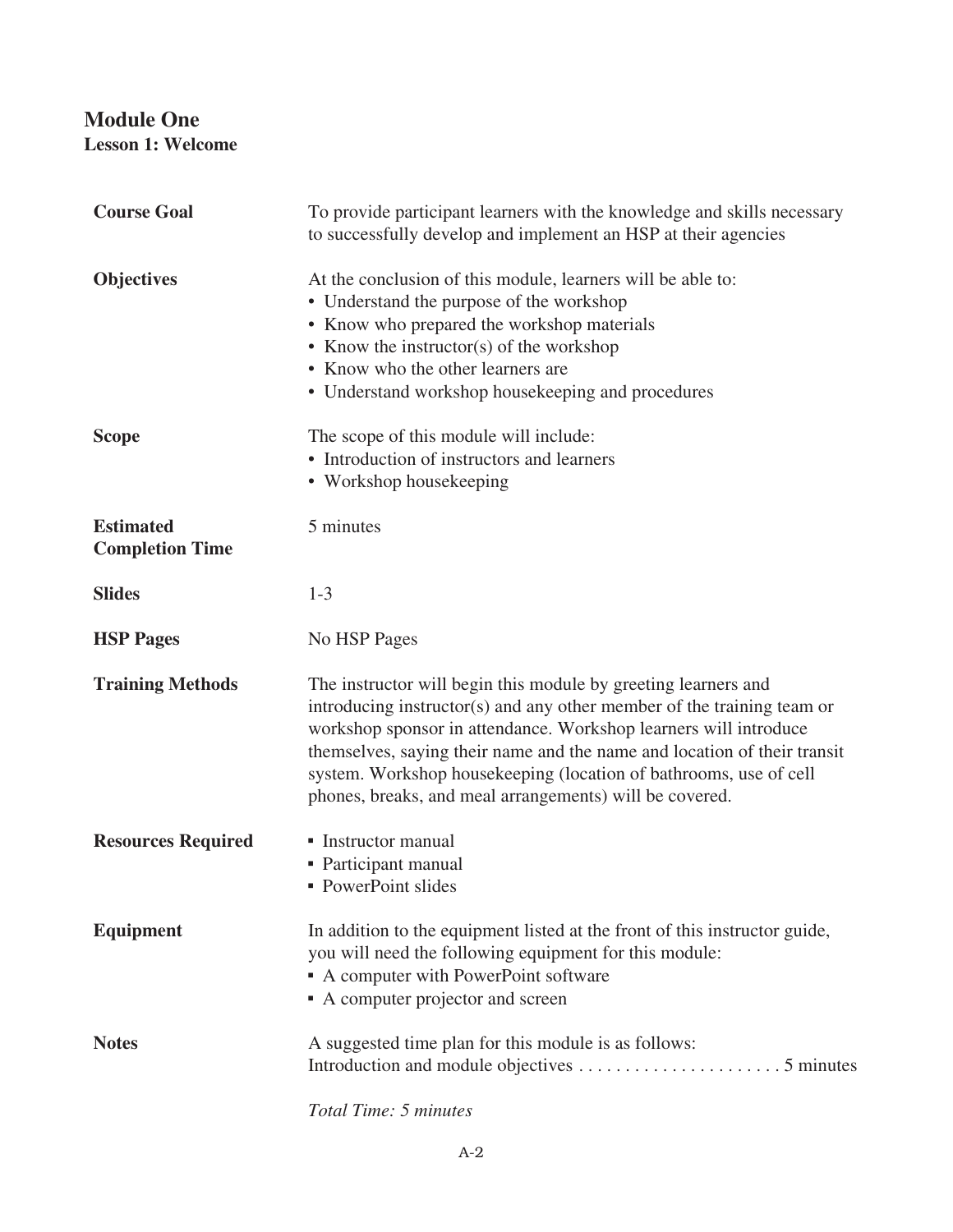# Module One

## Lesson 1: Welcome

**Course Goal**

To provide participant learners with the knowledge and skills necessary to successfully develop and implement an HSP at their agencies

**Objectives**

At the conclusion of this module, learners will be able to:

- Understand the purpose of the workshop
- Know who prepared the workshop materials
- Know the instructor(s) of the workshop
- Know who the other learners are
- Understand workshop housekeeping and procedures

**Scope**

The scope of this module will include:

- Introduction of instructors and learners
- Workshop housekeeping

**Estimated Completion Time**

5 minutes

**Slides**

1-3

**HSP Pages**

No HSP Pages

**Training Methods**

The instructor will begin this module by greeting learners and introducing instructor(s) and any other member of the training team or workshop sponsor in attendance. Workshop learners will introduce themselves, saying their name and the name and location of their transit system. Workshop housekeeping (location of bathrooms, use of cell phones, breaks, and meal arrangements) will be covered.

**Resources Required**

- Instructor manual
- Participant manual
- PowerPoint slides

**Equipment**

In addition to the equipment listed at the front of this instructor guide, you will need the following equipment for this module:

- A computer with PowerPoint software
- A computer projector and screen

**Notes**

A suggested time plan for this module is as follows:

Introduction and module objectives . . . . . . . . . . . . . . . . . . . . . . 5 minutes

*Total Time: 5 minutes*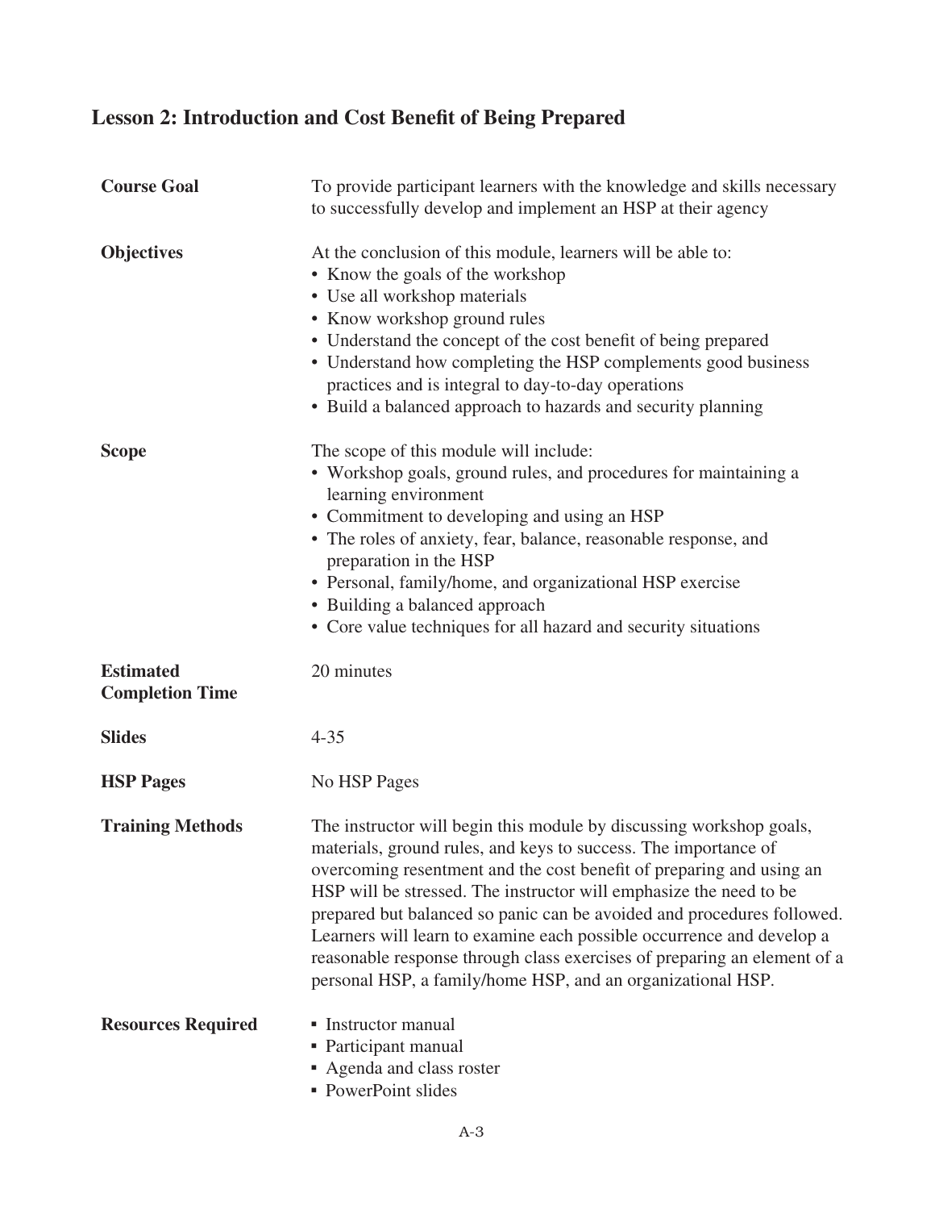## Lesson 2: Introduction and Cost Benefit of Being Prepared

| | |
|---|---|
| **Course Goal** | To provide participant learners with the knowledge and skills necessary to successfully develop and implement an HSP at their agency |
| **Objectives** | At the conclusion of this module, learners will be able to:<br>• Know the goals of the workshop<br>• Use all workshop materials<br>• Know workshop ground rules<br>• Understand the concept of the cost benefit of being prepared<br>• Understand how completing the HSP complements good business practices and is integral to day-to-day operations<br>• Build a balanced approach to hazards and security planning |
| **Scope** | The scope of this module will include:<br>• Workshop goals, ground rules, and procedures for maintaining a learning environment<br>• Commitment to developing and using an HSP<br>• The roles of anxiety, fear, balance, reasonable response, and preparation in the HSP<br>• Personal, family/home, and organizational HSP exercise<br>• Building a balanced approach<br>• Core value techniques for all hazard and security situations |
| **Estimated Completion Time** | 20 minutes |
| **Slides** | 4-35 |
| **HSP Pages** | No HSP Pages |
| **Training Methods** | The instructor will begin this module by discussing workshop goals, materials, ground rules, and keys to success. The importance of overcoming resentment and the cost benefit of preparing and using an HSP will be stressed. The instructor will emphasize the need to be prepared but balanced so panic can be avoided and procedures followed. Learners will learn to examine each possible occurrence and develop a reasonable response through class exercises of preparing an element of a personal HSP, a family/home HSP, and an organizational HSP. |
| **Resources Required** | ▪ Instructor manual<br>▪ Participant manual<br>▪ Agenda and class roster<br>▪ PowerPoint slides |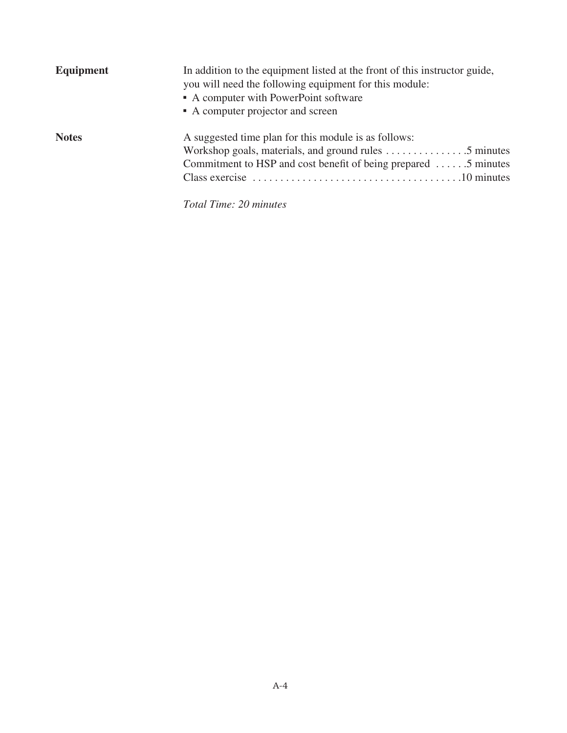**Equipment**

In addition to the equipment listed at the front of this instructor guide, you will need the following equipment for this module:

- A computer with PowerPoint software
- A computer projector and screen

**Notes**

A suggested time plan for this module is as follows:

Workshop goals, materials, and ground rules . . . . . . . . . . . . . . .5 minutes
Commitment to HSP and cost benefit of being prepared . . . . . .5 minutes
Class exercise . . . . . . . . . . . . . . . . . . . . . . . . . . . . . . . . . . . . . .10 minutes

*Total Time: 20 minutes*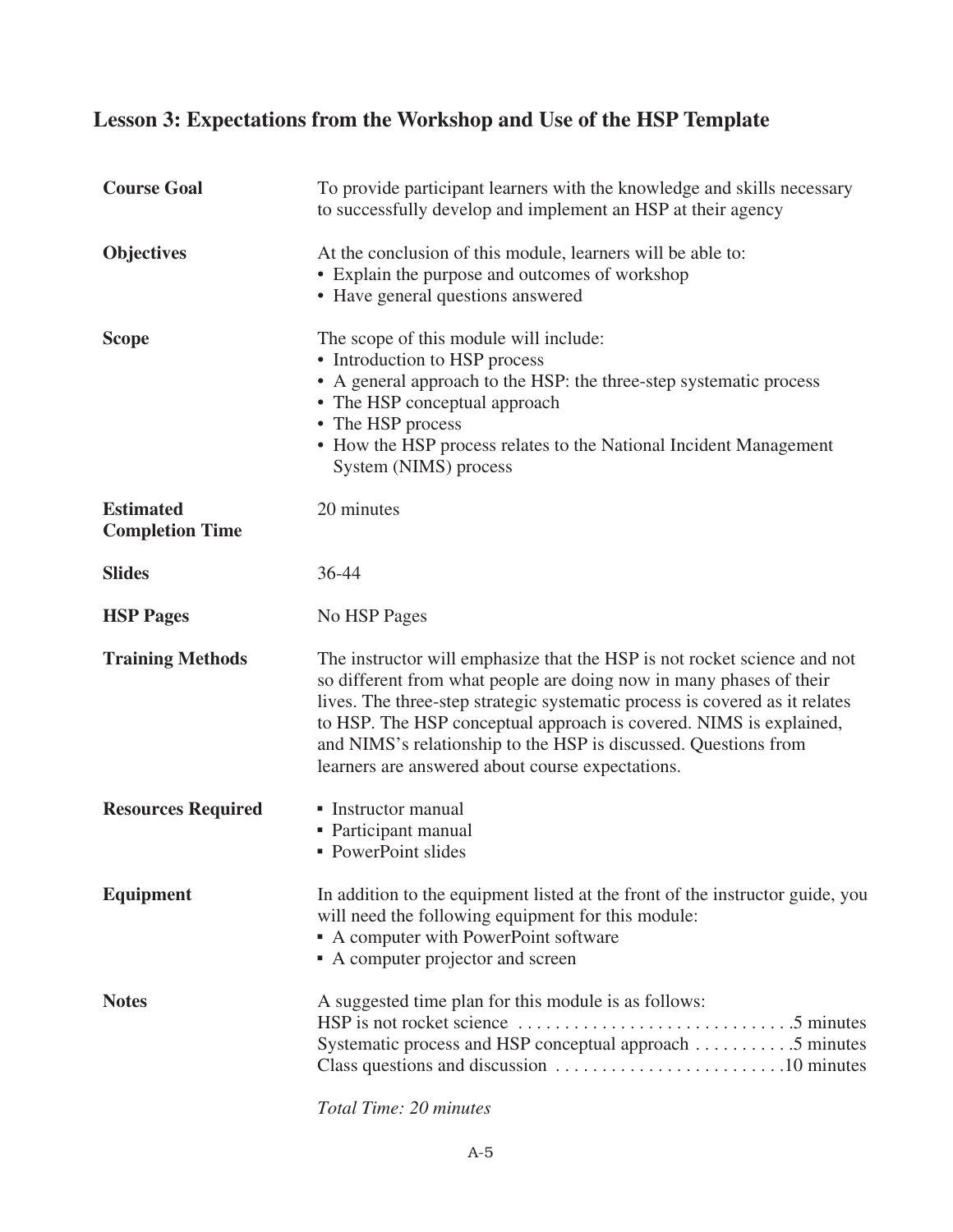## Lesson 3: Expectations from the Workshop and Use of the HSP Template

**Course Goal**

To provide participant learners with the knowledge and skills necessary to successfully develop and implement an HSP at their agency

**Objectives**

At the conclusion of this module, learners will be able to:

- Explain the purpose and outcomes of workshop
- Have general questions answered

**Scope**

The scope of this module will include:

- Introduction to HSP process
- A general approach to the HSP: the three-step systematic process
- The HSP conceptual approach
- The HSP process
- How the HSP process relates to the National Incident Management System (NIMS) process

**Estimated Completion Time**

20 minutes

**Slides**

36-44

**HSP Pages**

No HSP Pages

**Training Methods**

The instructor will emphasize that the HSP is not rocket science and not so different from what people are doing now in many phases of their lives. The three-step strategic systematic process is covered as it relates to HSP. The HSP conceptual approach is covered. NIMS is explained, and NIMS's relationship to the HSP is discussed. Questions from learners are answered about course expectations.

**Resources Required**

- Instructor manual
- Participant manual
- PowerPoint slides

**Equipment**

In addition to the equipment listed at the front of the instructor guide, you will need the following equipment for this module:

- A computer with PowerPoint software
- A computer projector and screen

**Notes**

A suggested time plan for this module is as follows:

HSP is not rocket science .............................. 5 minutes
Systematic process and HSP conceptual approach ........... 5 minutes
Class questions and discussion .......................... 10 minutes

*Total Time: 20 minutes*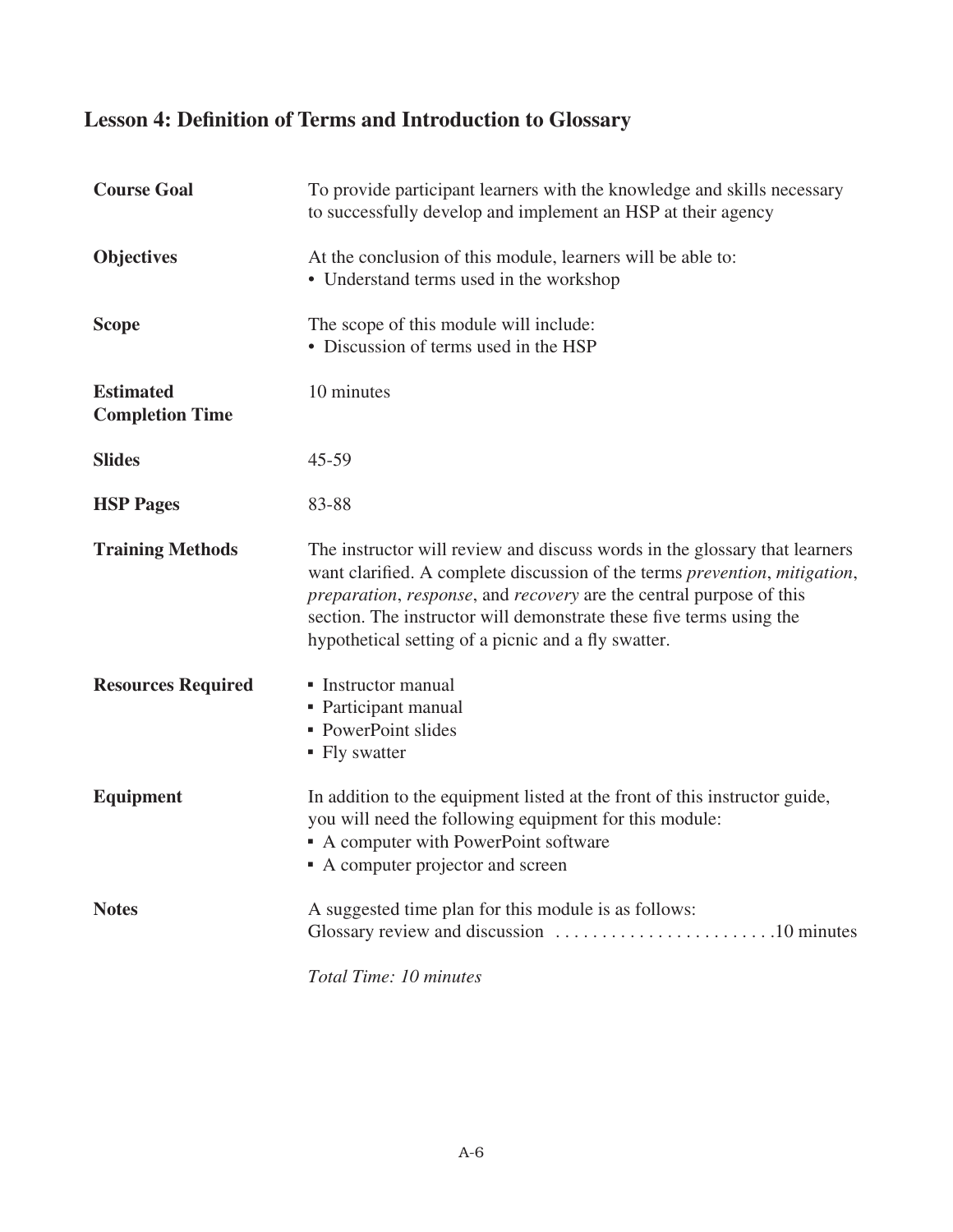## Lesson 4: Definition of Terms and Introduction to Glossary

| | |
|---|---|
| **Course Goal** | To provide participant learners with the knowledge and skills necessary to successfully develop and implement an HSP at their agency |
| **Objectives** | At the conclusion of this module, learners will be able to:<br>• Understand terms used in the workshop |
| **Scope** | The scope of this module will include:<br>• Discussion of terms used in the HSP |
| **Estimated Completion Time** | 10 minutes |
| **Slides** | 45-59 |
| **HSP Pages** | 83-88 |
| **Training Methods** | The instructor will review and discuss words in the glossary that learners want clarified. A complete discussion of the terms *prevention*, *mitigation*, *preparation*, *response*, and *recovery* are the central purpose of this section. The instructor will demonstrate these five terms using the hypothetical setting of a picnic and a fly swatter. |
| **Resources Required** | ▪ Instructor manual<br>▪ Participant manual<br>▪ PowerPoint slides<br>▪ Fly swatter |
| **Equipment** | In addition to the equipment listed at the front of this instructor guide, you will need the following equipment for this module:<br>▪ A computer with PowerPoint software<br>▪ A computer projector and screen |
| **Notes** | A suggested time plan for this module is as follows:<br>Glossary review and discussion . . . . . . . . . . . . . . . . . . . . . . . .10 minutes<br><br>*Total Time: 10 minutes* |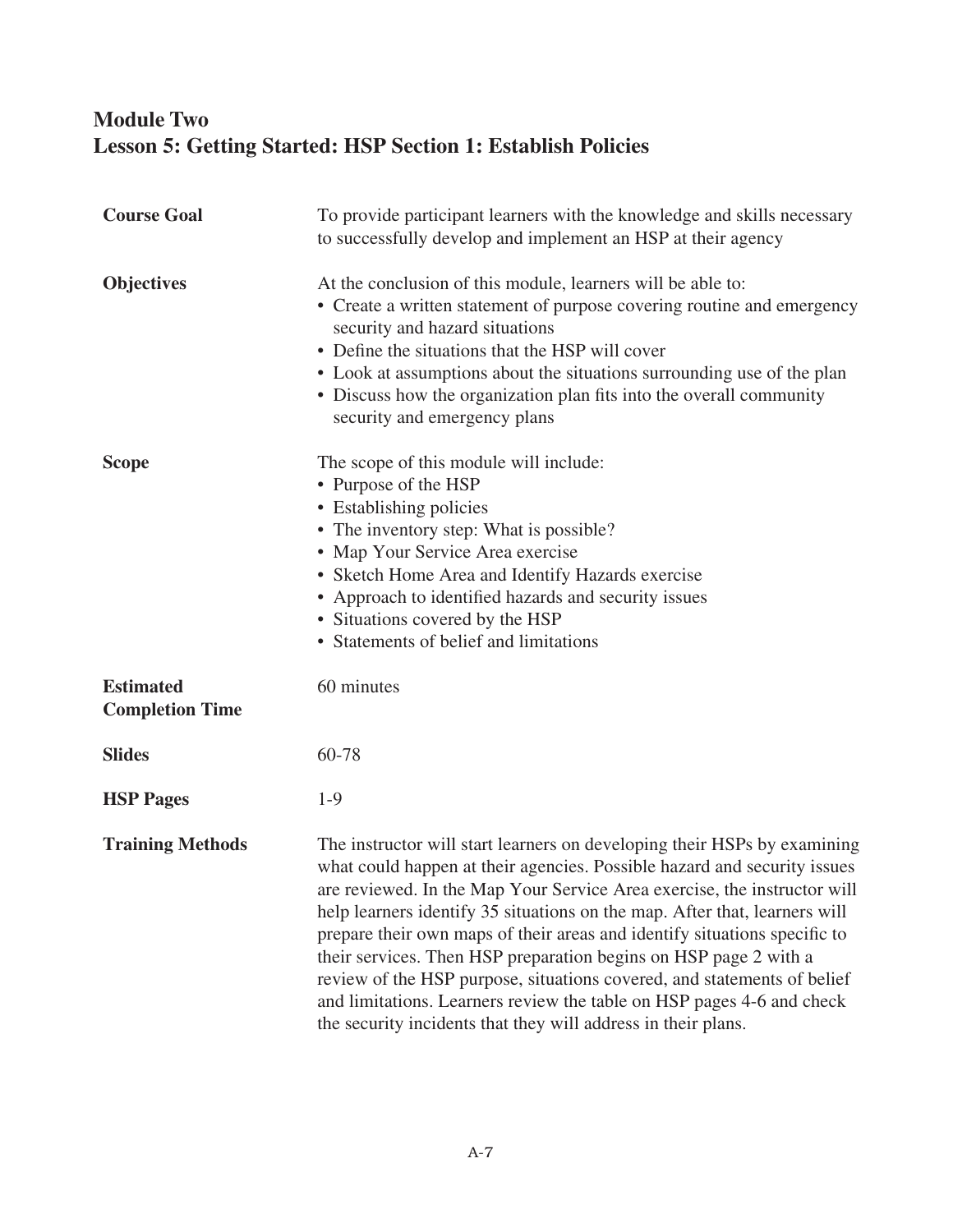## Module Two
## Lesson 5: Getting Started: HSP Section 1: Establish Policies

| | |
|---|---|
| **Course Goal** | To provide participant learners with the knowledge and skills necessary to successfully develop and implement an HSP at their agency |
| **Objectives** | At the conclusion of this module, learners will be able to:<br>• Create a written statement of purpose covering routine and emergency security and hazard situations<br>• Define the situations that the HSP will cover<br>• Look at assumptions about the situations surrounding use of the plan<br>• Discuss how the organization plan fits into the overall community security and emergency plans |
| **Scope** | The scope of this module will include:<br>• Purpose of the HSP<br>• Establishing policies<br>• The inventory step: What is possible?<br>• Map Your Service Area exercise<br>• Sketch Home Area and Identify Hazards exercise<br>• Approach to identified hazards and security issues<br>• Situations covered by the HSP<br>• Statements of belief and limitations |
| **Estimated Completion Time** | 60 minutes |
| **Slides** | 60-78 |
| **HSP Pages** | 1-9 |
| **Training Methods** | The instructor will start learners on developing their HSPs by examining what could happen at their agencies. Possible hazard and security issues are reviewed. In the Map Your Service Area exercise, the instructor will help learners identify 35 situations on the map. After that, learners will prepare their own maps of their areas and identify situations specific to their services. Then HSP preparation begins on HSP page 2 with a review of the HSP purpose, situations covered, and statements of belief and limitations. Learners review the table on HSP pages 4-6 and check the security incidents that they will address in their plans. |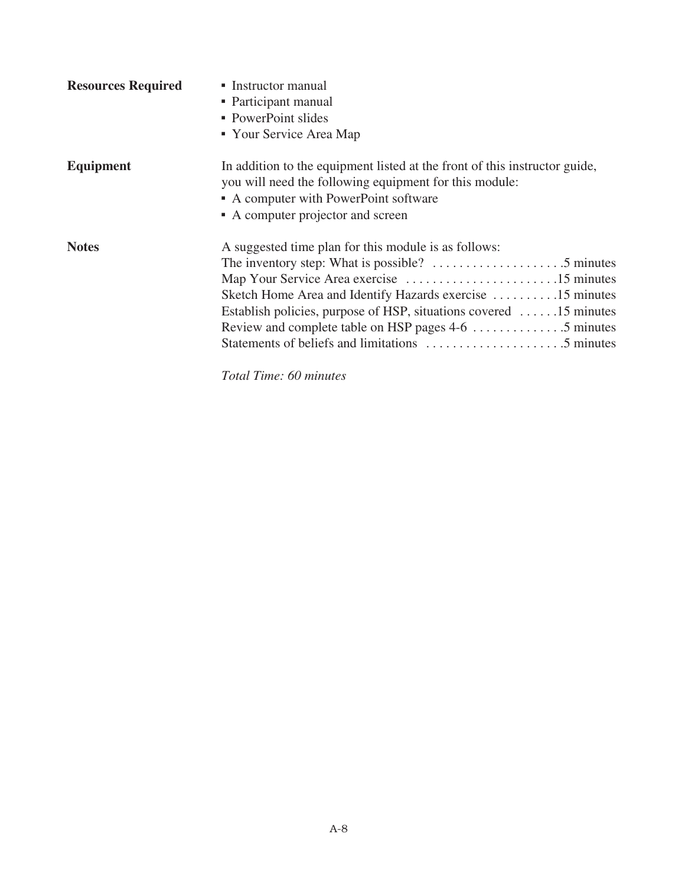**Resources Required**

- Instructor manual
- Participant manual
- PowerPoint slides
- Your Service Area Map

**Equipment**

In addition to the equipment listed at the front of this instructor guide, you will need the following equipment for this module:

- A computer with PowerPoint software
- A computer projector and screen

**Notes**

A suggested time plan for this module is as follows:

| Activity | Time |
| --- | --- |
| The inventory step: What is possible? | 5 minutes |
| Map Your Service Area exercise | 15 minutes |
| Sketch Home Area and Identify Hazards exercise | 15 minutes |
| Establish policies, purpose of HSP, situations covered | 15 minutes |
| Review and complete table on HSP pages 4-6 | 5 minutes |
| Statements of beliefs and limitations | 5 minutes |

*Total Time: 60 minutes*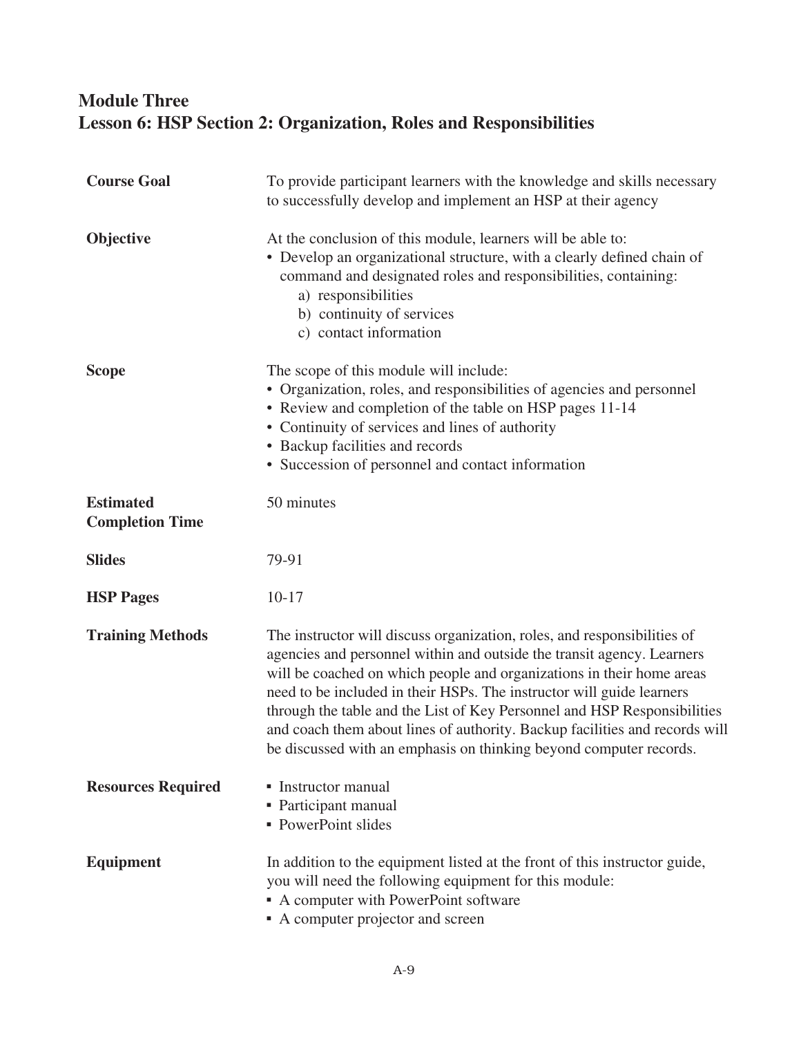## Module Three
## Lesson 6: HSP Section 2: Organization, Roles and Responsibilities

**Course Goal**

To provide participant learners with the knowledge and skills necessary to successfully develop and implement an HSP at their agency

**Objective**

At the conclusion of this module, learners will be able to:

- Develop an organizational structure, with a clearly defined chain of command and designated roles and responsibilities, containing:
  - a) responsibilities
  - b) continuity of services
  - c) contact information

**Scope**

The scope of this module will include:

- Organization, roles, and responsibilities of agencies and personnel
- Review and completion of the table on HSP pages 11-14
- Continuity of services and lines of authority
- Backup facilities and records
- Succession of personnel and contact information

**Estimated Completion Time**

50 minutes

**Slides**

79-91

**HSP Pages**

10-17

**Training Methods**

The instructor will discuss organization, roles, and responsibilities of agencies and personnel within and outside the transit agency. Learners will be coached on which people and organizations in their home areas need to be included in their HSPs. The instructor will guide learners through the table and the List of Key Personnel and HSP Responsibilities and coach them about lines of authority. Backup facilities and records will be discussed with an emphasis on thinking beyond computer records.

**Resources Required**

- Instructor manual
- Participant manual
- PowerPoint slides

**Equipment**

In addition to the equipment listed at the front of this instructor guide, you will need the following equipment for this module:

- A computer with PowerPoint software
- A computer projector and screen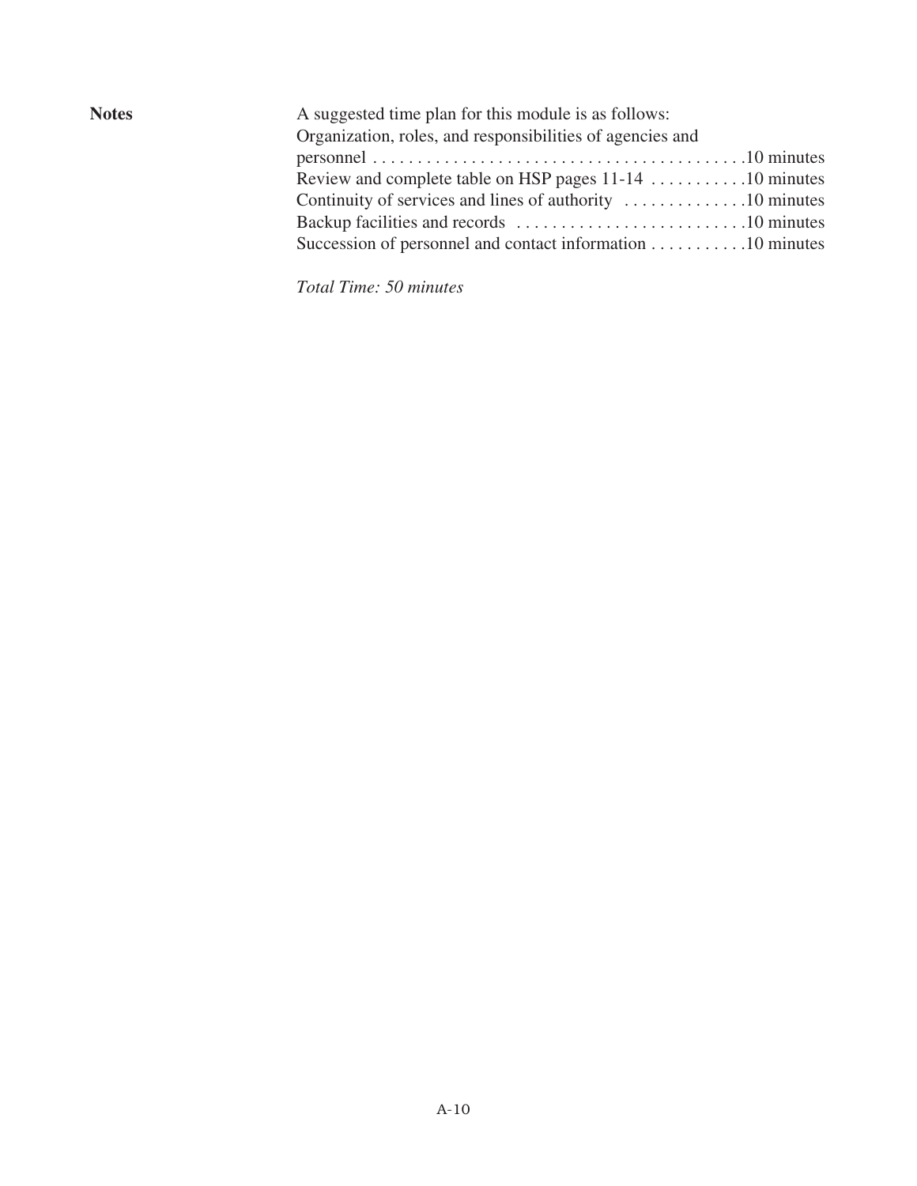**Notes**

A suggested time plan for this module is as follows:

| Activity | Time |
| --- | --- |
| Organization, roles, and responsibilities of agencies and personnel | 10 minutes |
| Review and complete table on HSP pages 11-14 | 10 minutes |
| Continuity of services and lines of authority | 10 minutes |
| Backup facilities and records | 10 minutes |
| Succession of personnel and contact information | 10 minutes |

*Total Time: 50 minutes*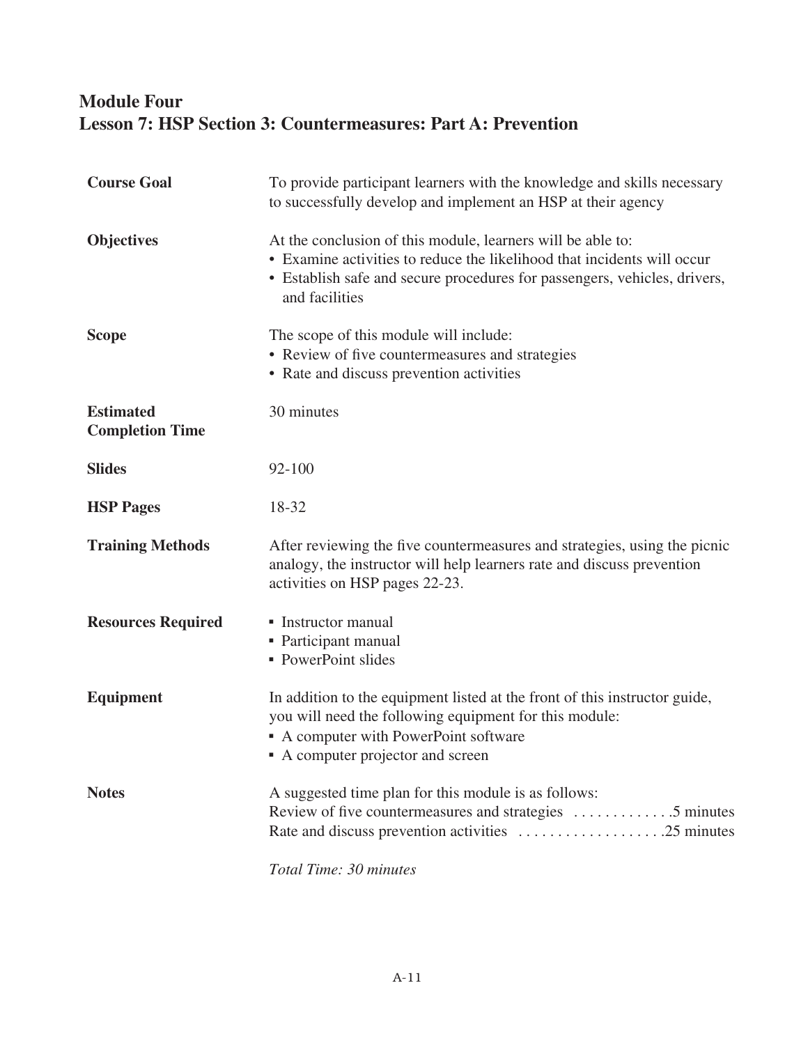## Module Four
## Lesson 7: HSP Section 3: Countermeasures: Part A: Prevention

**Course Goal**

To provide participant learners with the knowledge and skills necessary to successfully develop and implement an HSP at their agency

**Objectives**

At the conclusion of this module, learners will be able to:

- Examine activities to reduce the likelihood that incidents will occur
- Establish safe and secure procedures for passengers, vehicles, drivers, and facilities

**Scope**

The scope of this module will include:

- Review of five countermeasures and strategies
- Rate and discuss prevention activities

**Estimated Completion Time**

30 minutes

**Slides**

92-100

**HSP Pages**

18-32

**Training Methods**

After reviewing the five countermeasures and strategies, using the picnic analogy, the instructor will help learners rate and discuss prevention activities on HSP pages 22-23.

**Resources Required**

- Instructor manual
- Participant manual
- PowerPoint slides

**Equipment**

In addition to the equipment listed at the front of this instructor guide, you will need the following equipment for this module:

- A computer with PowerPoint software
- A computer projector and screen

**Notes**

A suggested time plan for this module is as follows:

Review of five countermeasures and strategies . . . . . . . . . . . . .5 minutes

Rate and discuss prevention activities . . . . . . . . . . . . . . . . . . .25 minutes

*Total Time: 30 minutes*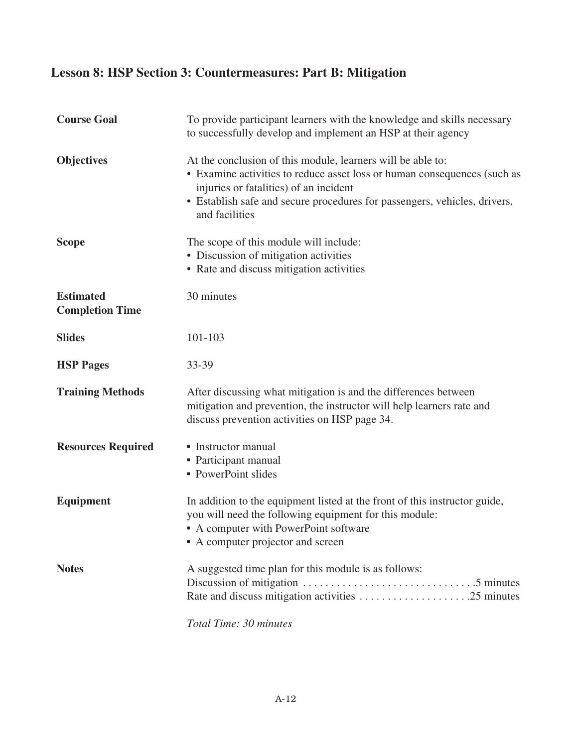## Lesson 8: HSP Section 3: Countermeasures: Part B: Mitigation

**Course Goal**

To provide participant learners with the knowledge and skills necessary to successfully develop and implement an HSP at their agency

**Objectives**

At the conclusion of this module, learners will be able to:

- Examine activities to reduce asset loss or human consequences (such as injuries or fatalities) of an incident
- Establish safe and secure procedures for passengers, vehicles, drivers, and facilities

**Scope**

The scope of this module will include:

- Discussion of mitigation activities
- Rate and discuss mitigation activities

**Estimated Completion Time**

30 minutes

**Slides**

101-103

**HSP Pages**

33-39

**Training Methods**

After discussing what mitigation is and the differences between mitigation and prevention, the instructor will help learners rate and discuss prevention activities on HSP page 34.

**Resources Required**

- Instructor manual
- Participant manual
- PowerPoint slides

**Equipment**

In addition to the equipment listed at the front of this instructor guide, you will need the following equipment for this module:

- A computer with PowerPoint software
- A computer projector and screen

**Notes**

A suggested time plan for this module is as follows:

Discussion of mitigation ............................... 5 minutes
Rate and discuss mitigation activities .................... 25 minutes

*Total Time: 30 minutes*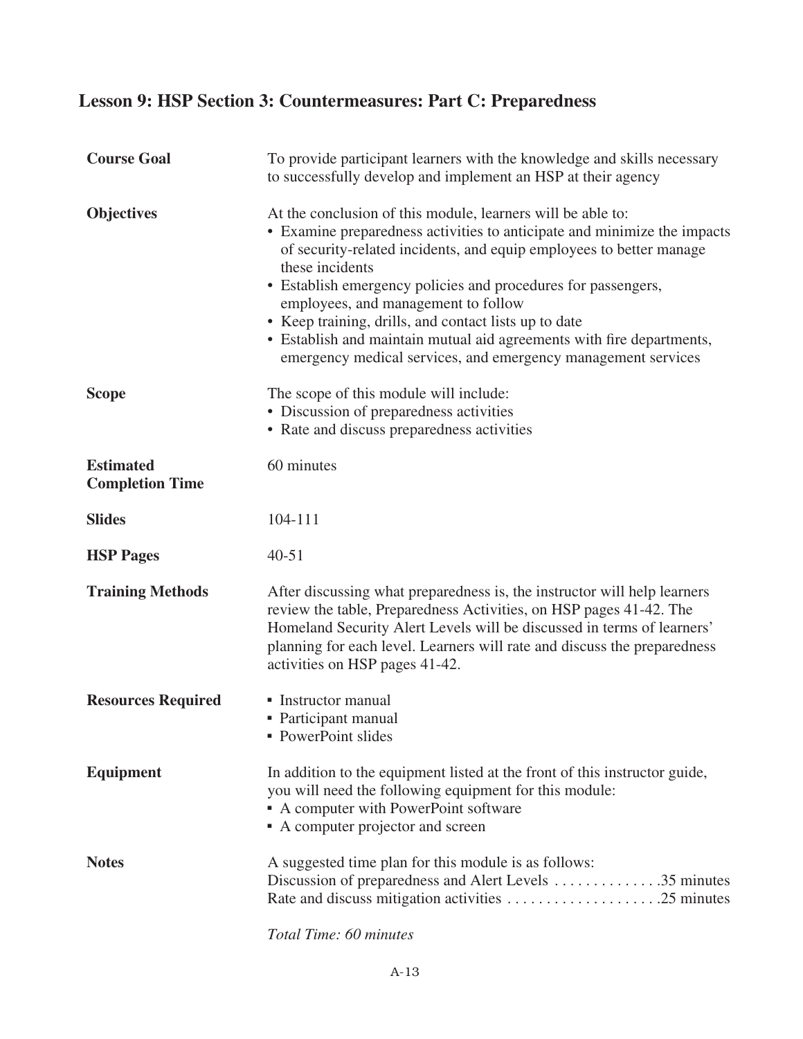## Lesson 9: HSP Section 3: Countermeasures: Part C: Preparedness

**Course Goal**

To provide participant learners with the knowledge and skills necessary to successfully develop and implement an HSP at their agency

**Objectives**

At the conclusion of this module, learners will be able to:

- Examine preparedness activities to anticipate and minimize the impacts of security-related incidents, and equip employees to better manage these incidents
- Establish emergency policies and procedures for passengers, employees, and management to follow
- Keep training, drills, and contact lists up to date
- Establish and maintain mutual aid agreements with fire departments, emergency medical services, and emergency management services

**Scope**

The scope of this module will include:

- Discussion of preparedness activities
- Rate and discuss preparedness activities

**Estimated Completion Time**

60 minutes

**Slides**

104-111

**HSP Pages**

40-51

**Training Methods**

After discussing what preparedness is, the instructor will help learners review the table, Preparedness Activities, on HSP pages 41-42. The Homeland Security Alert Levels will be discussed in terms of learners' planning for each level. Learners will rate and discuss the preparedness activities on HSP pages 41-42.

**Resources Required**

- Instructor manual
- Participant manual
- PowerPoint slides

**Equipment**

In addition to the equipment listed at the front of this instructor guide, you will need the following equipment for this module:

- A computer with PowerPoint software
- A computer projector and screen

**Notes**

A suggested time plan for this module is as follows:

Discussion of preparedness and Alert Levels . . . . . . . . . . . . . .35 minutes
Rate and discuss mitigation activities . . . . . . . . . . . . . . . . . . . .25 minutes

*Total Time: 60 minutes*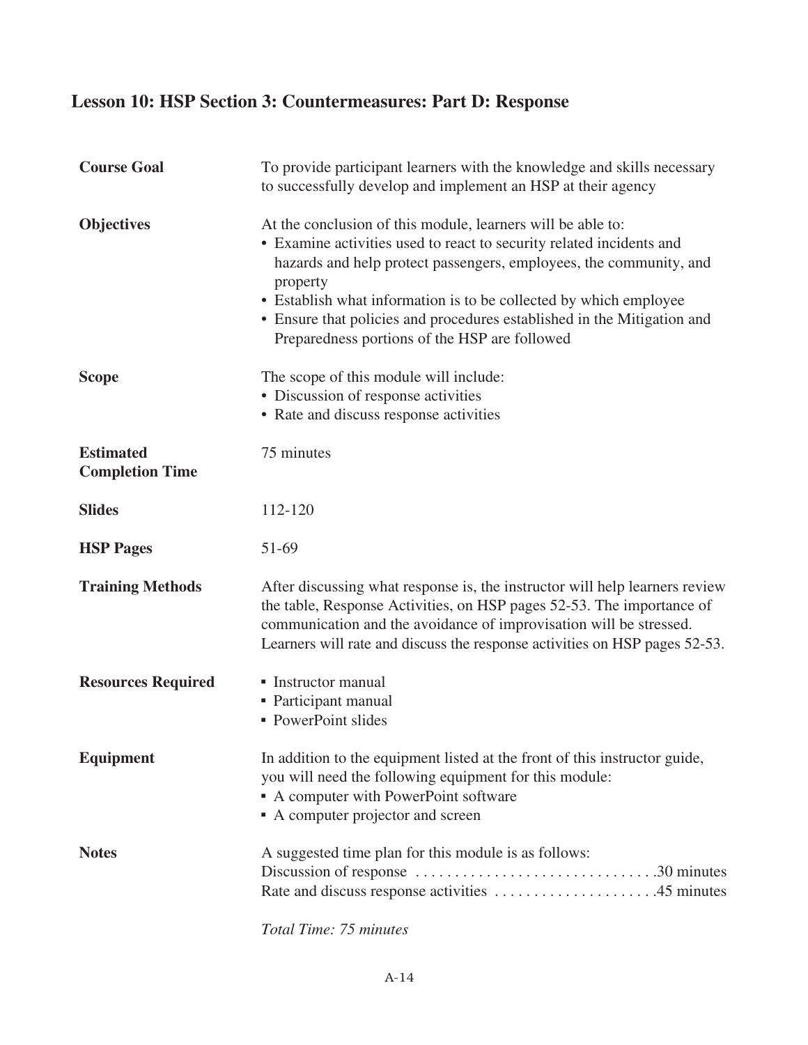## Lesson 10: HSP Section 3: Countermeasures: Part D: Response

**Course Goal**

To provide participant learners with the knowledge and skills necessary to successfully develop and implement an HSP at their agency

**Objectives**

At the conclusion of this module, learners will be able to:

- Examine activities used to react to security related incidents and hazards and help protect passengers, employees, the community, and property
- Establish what information is to be collected by which employee
- Ensure that policies and procedures established in the Mitigation and Preparedness portions of the HSP are followed

**Scope**

The scope of this module will include:

- Discussion of response activities
- Rate and discuss response activities

**Estimated Completion Time**

75 minutes

**Slides**

112-120

**HSP Pages**

51-69

**Training Methods**

After discussing what response is, the instructor will help learners review the table, Response Activities, on HSP pages 52-53. The importance of communication and the avoidance of improvisation will be stressed. Learners will rate and discuss the response activities on HSP pages 52-53.

**Resources Required**

- Instructor manual
- Participant manual
- PowerPoint slides

**Equipment**

In addition to the equipment listed at the front of this instructor guide, you will need the following equipment for this module:

- A computer with PowerPoint software
- A computer projector and screen

**Notes**

A suggested time plan for this module is as follows:

Discussion of response . . . . . . . . . . . . . . . . . . . . . . . . . . . . . . .30 minutes
Rate and discuss response activities . . . . . . . . . . . . . . . . . . . . .45 minutes

*Total Time: 75 minutes*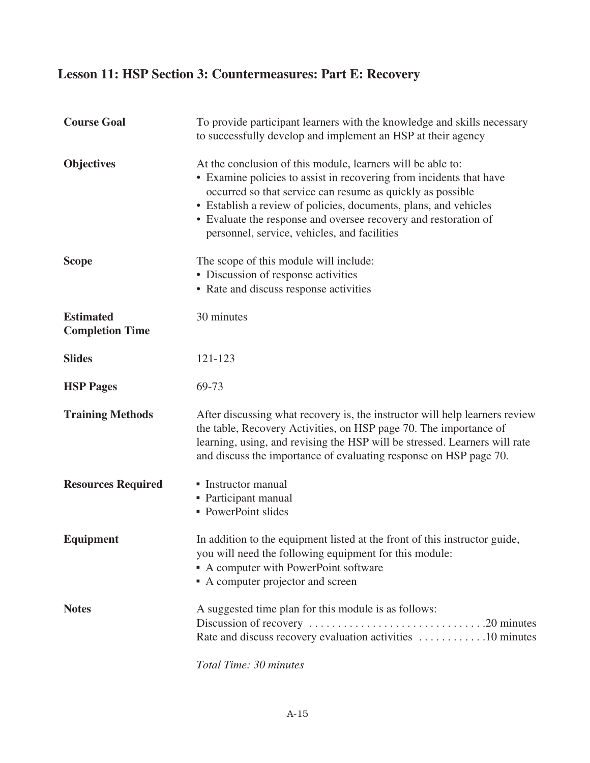# Lesson 11: HSP Section 3: Countermeasures: Part E: Recovery

**Course Goal**

To provide participant learners with the knowledge and skills necessary to successfully develop and implement an HSP at their agency

**Objectives**

At the conclusion of this module, learners will be able to:

- Examine policies to assist in recovering from incidents that have occurred so that service can resume as quickly as possible
- Establish a review of policies, documents, plans, and vehicles
- Evaluate the response and oversee recovery and restoration of personnel, service, vehicles, and facilities

**Scope**

The scope of this module will include:

- Discussion of response activities
- Rate and discuss response activities

**Estimated Completion Time**

30 minutes

**Slides**

121-123

**HSP Pages**

69-73

**Training Methods**

After discussing what recovery is, the instructor will help learners review the table, Recovery Activities, on HSP page 70. The importance of learning, using, and revising the HSP will be stressed. Learners will rate and discuss the importance of evaluating response on HSP page 70.

**Resources Required**

- Instructor manual
- Participant manual
- PowerPoint slides

**Equipment**

In addition to the equipment listed at the front of this instructor guide, you will need the following equipment for this module:

- A computer with PowerPoint software
- A computer projector and screen

**Notes**

A suggested time plan for this module is as follows:

Discussion of recovery ............................... 20 minutes
Rate and discuss recovery evaluation activities ............ 10 minutes

*Total Time: 30 minutes*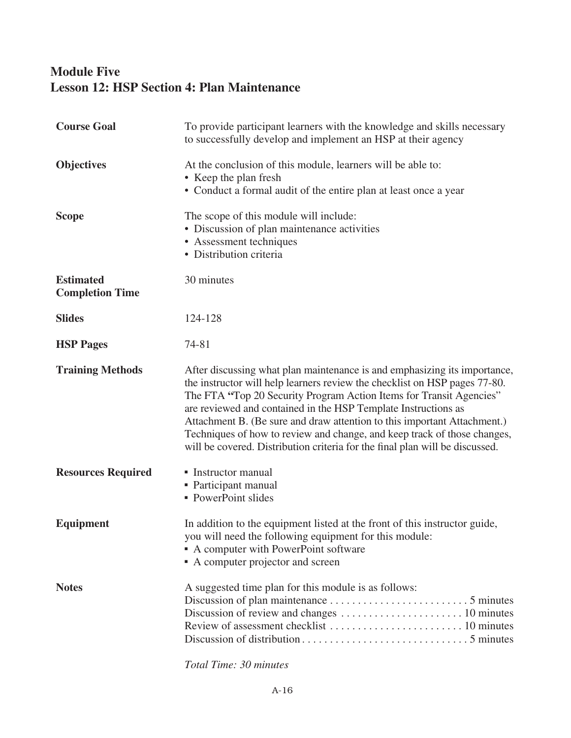## Module Five
## Lesson 12: HSP Section 4: Plan Maintenance

**Course Goal**

To provide participant learners with the knowledge and skills necessary to successfully develop and implement an HSP at their agency

**Objectives**

At the conclusion of this module, learners will be able to:

- Keep the plan fresh
- Conduct a formal audit of the entire plan at least once a year

**Scope**

The scope of this module will include:

- Discussion of plan maintenance activities
- Assessment techniques
- Distribution criteria

**Estimated Completion Time**

30 minutes

**Slides**

124-128

**HSP Pages**

74-81

**Training Methods**

After discussing what plan maintenance is and emphasizing its importance, the instructor will help learners review the checklist on HSP pages 77-80. The FTA "Top 20 Security Program Action Items for Transit Agencies" are reviewed and contained in the HSP Template Instructions as Attachment B. (Be sure and draw attention to this important Attachment.) Techniques of how to review and change, and keep track of those changes, will be covered. Distribution criteria for the final plan will be discussed.

**Resources Required**

- Instructor manual
- Participant manual
- PowerPoint slides

**Equipment**

In addition to the equipment listed at the front of this instructor guide, you will need the following equipment for this module:

- A computer with PowerPoint software
- A computer projector and screen

**Notes**

A suggested time plan for this module is as follows:

Discussion of plan maintenance . . . . . . . . . . . . . . . . . . . . . . . . . 5 minutes
Discussion of review and changes . . . . . . . . . . . . . . . . . . . . . . 10 minutes
Review of assessment checklist . . . . . . . . . . . . . . . . . . . . . . . . 10 minutes
Discussion of distribution . . . . . . . . . . . . . . . . . . . . . . . . . . . . . 5 minutes

*Total Time: 30 minutes*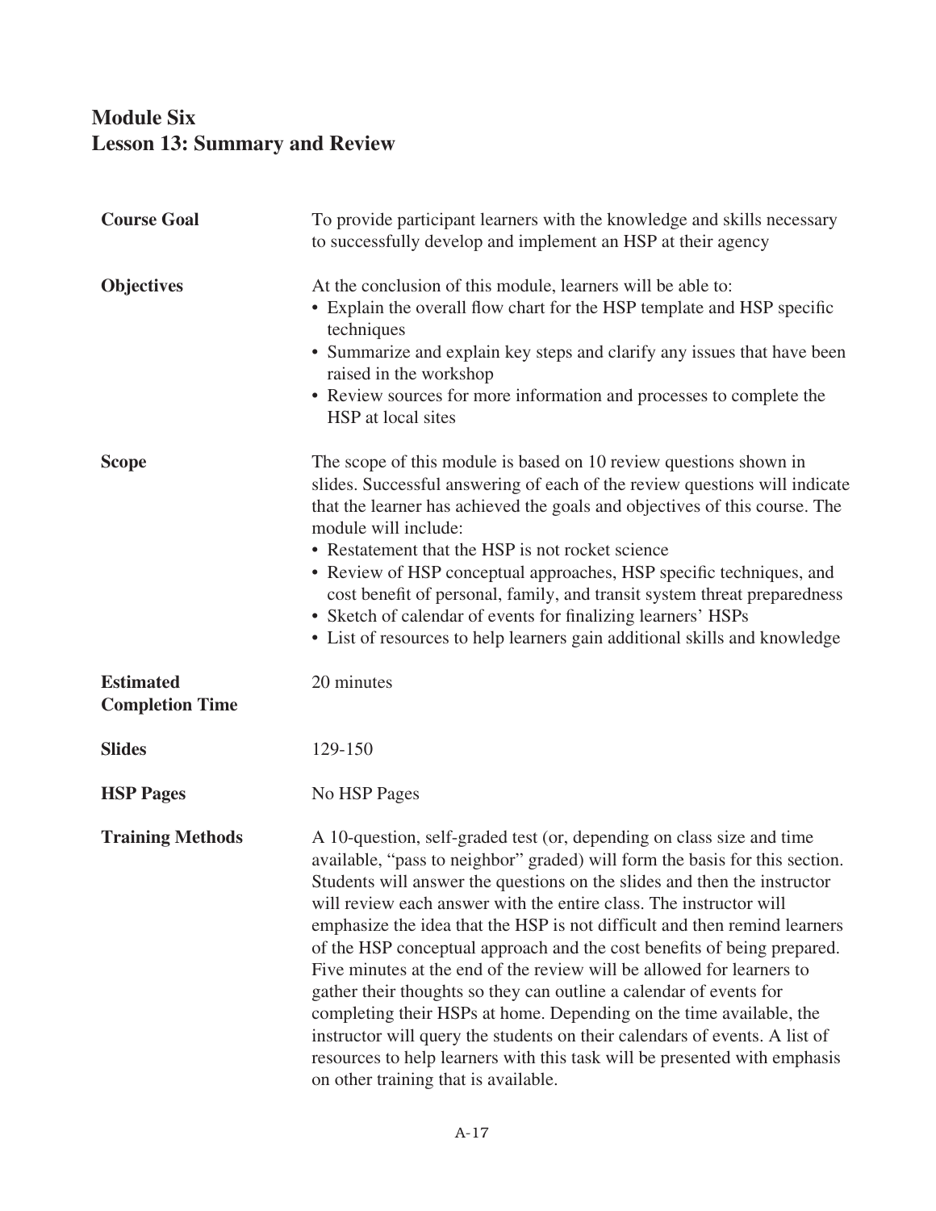# Module Six
## Lesson 13: Summary and Review

| | |
|---|---|
| **Course Goal** | To provide participant learners with the knowledge and skills necessary to successfully develop and implement an HSP at their agency |
| **Objectives** | At the conclusion of this module, learners will be able to:<br>• Explain the overall flow chart for the HSP template and HSP specific techniques<br>• Summarize and explain key steps and clarify any issues that have been raised in the workshop<br>• Review sources for more information and processes to complete the HSP at local sites |
| **Scope** | The scope of this module is based on 10 review questions shown in slides. Successful answering of each of the review questions will indicate that the learner has achieved the goals and objectives of this course. The module will include:<br>• Restatement that the HSP is not rocket science<br>• Review of HSP conceptual approaches, HSP specific techniques, and cost benefit of personal, family, and transit system threat preparedness<br>• Sketch of calendar of events for finalizing learners' HSPs<br>• List of resources to help learners gain additional skills and knowledge |
| **Estimated Completion Time** | 20 minutes |
| **Slides** | 129-150 |
| **HSP Pages** | No HSP Pages |
| **Training Methods** | A 10-question, self-graded test (or, depending on class size and time available, "pass to neighbor" graded) will form the basis for this section. Students will answer the questions on the slides and then the instructor will review each answer with the entire class. The instructor will emphasize the idea that the HSP is not difficult and then remind learners of the HSP conceptual approach and the cost benefits of being prepared. Five minutes at the end of the review will be allowed for learners to gather their thoughts so they can outline a calendar of events for completing their HSPs at home. Depending on the time available, the instructor will query the students on their calendars of events. A list of resources to help learners with this task will be presented with emphasis on other training that is available. |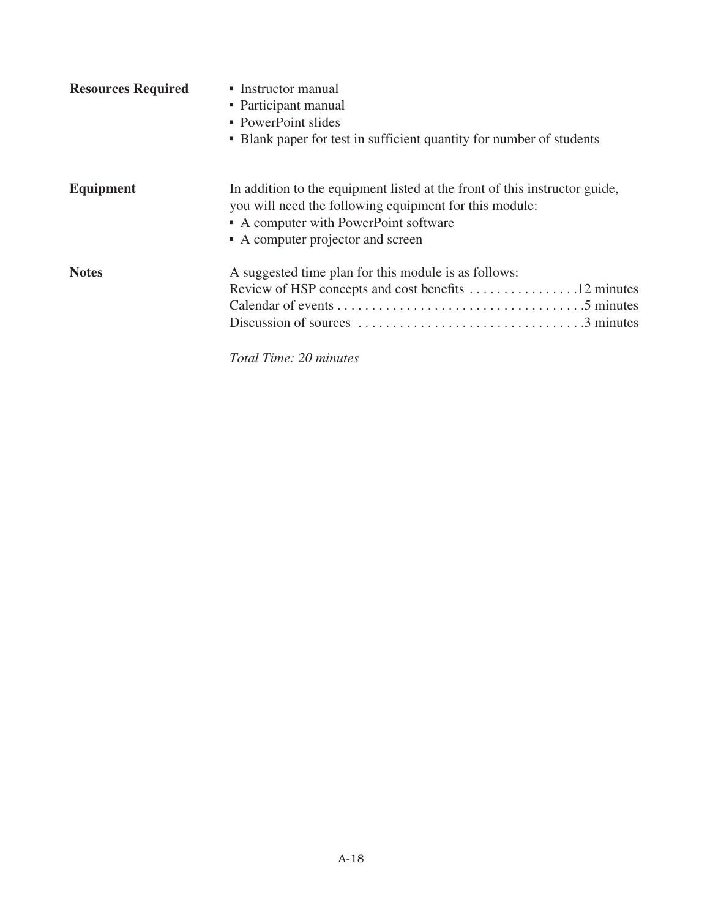**Resources Required**

- Instructor manual
- Participant manual
- PowerPoint slides
- Blank paper for test in sufficient quantity for number of students

**Equipment**

In addition to the equipment listed at the front of this instructor guide, you will need the following equipment for this module:

- A computer with PowerPoint software
- A computer projector and screen

**Notes**

A suggested time plan for this module is as follows:

Review of HSP concepts and cost benefits . . . . . . . . . . . . . . . .12 minutes
Calendar of events . . . . . . . . . . . . . . . . . . . . . . . . . . . . . . . . . . . .5 minutes
Discussion of sources . . . . . . . . . . . . . . . . . . . . . . . . . . . . . . . . .3 minutes

*Total Time: 20 minutes*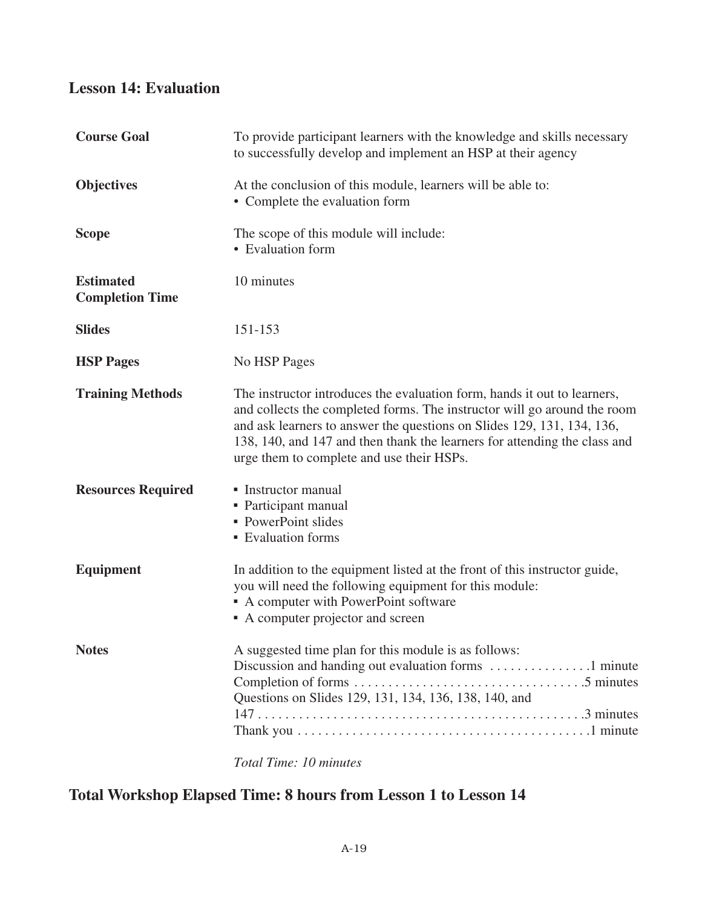## Lesson 14: Evaluation

| | |
|---|---|
| **Course Goal** | To provide participant learners with the knowledge and skills necessary to successfully develop and implement an HSP at their agency |
| **Objectives** | At the conclusion of this module, learners will be able to:<br>• Complete the evaluation form |
| **Scope** | The scope of this module will include:<br>• Evaluation form |
| **Estimated Completion Time** | 10 minutes |
| **Slides** | 151-153 |
| **HSP Pages** | No HSP Pages |
| **Training Methods** | The instructor introduces the evaluation form, hands it out to learners, and collects the completed forms. The instructor will go around the room and ask learners to answer the questions on Slides 129, 131, 134, 136, 138, 140, and 147 and then thank the learners for attending the class and urge them to complete and use their HSPs. |
| **Resources Required** | ▪ Instructor manual<br>▪ Participant manual<br>▪ PowerPoint slides<br>▪ Evaluation forms |
| **Equipment** | In addition to the equipment listed at the front of this instructor guide, you will need the following equipment for this module:<br>▪ A computer with PowerPoint software<br>▪ A computer projector and screen |
| **Notes** | A suggested time plan for this module is as follows:<br>Discussion and handing out evaluation forms . . . . . . . . . . . . . . .1 minute<br>Completion of forms . . . . . . . . . . . . . . . . . . . . . . . . . . . . . . . . . .5 minutes<br>Questions on Slides 129, 131, 134, 136, 138, 140, and 147 . . . . . . . . . . . . . . . . . . . . . . . . . . . . . . . . . . . . . . . . . . . . . . .3 minutes<br>Thank you . . . . . . . . . . . . . . . . . . . . . . . . . . . . . . . . . . . . . . . . . . .1 minute<br><br>*Total Time: 10 minutes* |

## Total Workshop Elapsed Time: 8 hours from Lesson 1 to Lesson 14